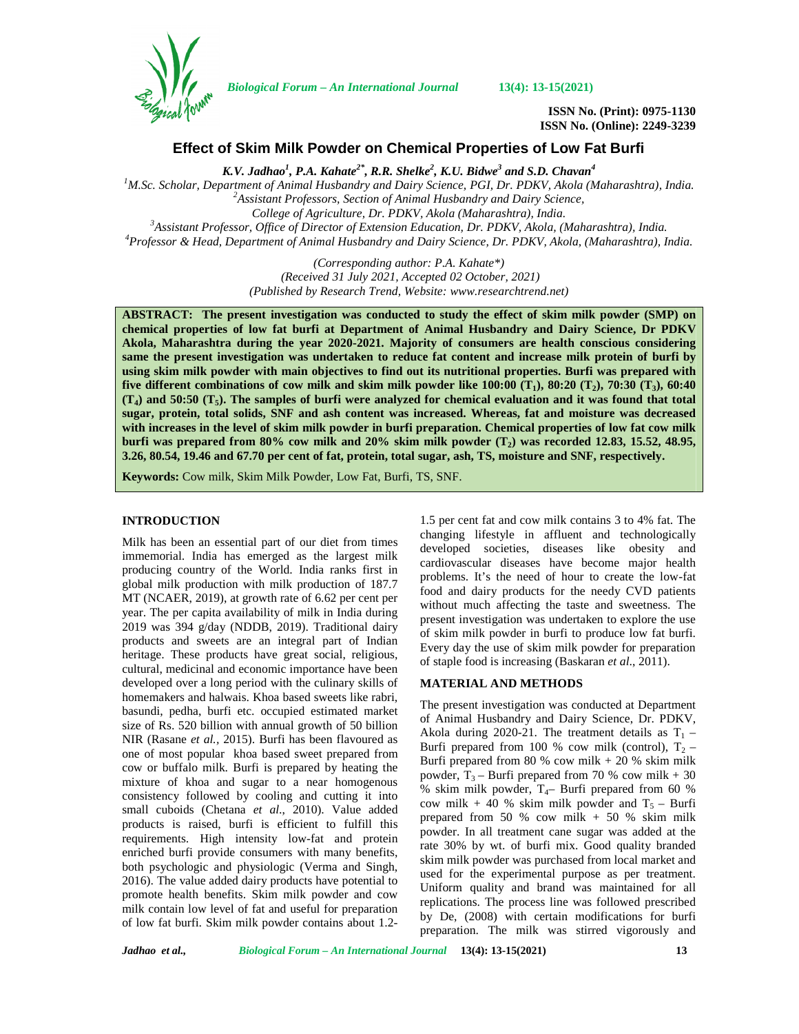Biological Forum – An International Journal 13(4): 13-15(2021)

ISSN No. (Print): 0975-1130
ISSN No. (Online): 2249-3239

# Effect of Skim Milk Powder on Chemical Properties of Low Fat Burfi

***K.V. Jadhao[1], P.A. Kahate[2*], R.R. Shelke[2], K.U. Bidwe[3] and S.D. Chavan[4]***

[1]M.Sc. Scholar, Department of Animal Husbandry and Dairy Science, PGI, Dr. PDKV, Akola (Maharashtra), India.
[2]Assistant Professors, Section of Animal Husbandry and Dairy Science, College of Agriculture, Dr. PDKV, Akola (Maharashtra), India.
[3]Assistant Professor, Office of Director of Extension Education, Dr. PDKV, Akola, (Maharashtra), India.
[4]Professor & Head, Department of Animal Husbandry and Dairy Science, Dr. PDKV, Akola, (Maharashtra), India.

*(Corresponding author: P.A. Kahate\*)*
*(Received 31 July 2021, Accepted 02 October, 2021)*
*(Published by Research Trend, Website: www.researchtrend.net)*

**ABSTRACT: The present investigation was conducted to study the effect of skim milk powder (SMP) on chemical properties of low fat burfi at Department of Animal Husbandry and Dairy Science, Dr PDKV Akola, Maharashtra during the year 2020-2021. Majority of consumers are health conscious considering same the present investigation was undertaken to reduce fat content and increase milk protein of burfi by using skim milk powder with main objectives to find out its nutritional properties. Burfi was prepared with five different combinations of cow milk and skim milk powder like 100:00 ($T_1$), 80:20 ($T_2$), 70:30 ($T_3$), 60:40 ($T_4$) and 50:50 ($T_5$). The samples of burfi were analyzed for chemical evaluation and it was found that total sugar, protein, total solids, SNF and ash content was increased. Whereas, fat and moisture was decreased with increases in the level of skim milk powder in burfi preparation. Chemical properties of low fat cow milk burfi was prepared from 80% cow milk and 20% skim milk powder ($T_2$) was recorded 12.83, 15.52, 48.95, 3.26, 80.54, 19.46 and 67.70 per cent of fat, protein, total sugar, ash, TS, moisture and SNF, respectively.**

**Keywords:** Cow milk, Skim Milk Powder, Low Fat, Burfi, TS, SNF.

## INTRODUCTION

Milk has been an essential part of our diet from times immemorial. India has emerged as the largest milk producing country of the World. India ranks first in global milk production with milk production of 187.7 MT (NCAER, 2019), at growth rate of 6.62 per cent per year. The per capita availability of milk in India during 2019 was 394 g/day (NDDB, 2019). Traditional dairy products and sweets are an integral part of Indian heritage. These products have great social, religious, cultural, medicinal and economic importance have been developed over a long period with the culinary skills of homemakers and halwais. Khoa based sweets like rabri, basundi, pedha, burfi etc. occupied estimated market size of Rs. 520 billion with annual growth of 50 billion NIR (Rasane *et al.*, 2015). Burfi has been flavoured as one of most popular khoa based sweet prepared from cow or buffalo milk. Burfi is prepared by heating the mixture of khoa and sugar to a near homogenous consistency followed by cooling and cutting it into small cuboids (Chetana *et al*., 2010). Value added products is raised, burfi is efficient to fulfill this requirements. High intensity low-fat and protein enriched burfi provide consumers with many benefits, both psychologic and physiologic (Verma and Singh, 2016). The value added dairy products have potential to promote health benefits. Skim milk powder and cow milk contain low level of fat and useful for preparation of low fat burfi. Skim milk powder contains about 1.2-1.5 per cent fat and cow milk contains 3 to 4% fat. The changing lifestyle in affluent and technologically developed societies, diseases like obesity and cardiovascular diseases have become major health problems. It's the need of hour to create the low-fat food and dairy products for the needy CVD patients without much affecting the taste and sweetness. The present investigation was undertaken to explore the use of skim milk powder in burfi to produce low fat burfi. Every day the use of skim milk powder for preparation of staple food is increasing (Baskaran *et al*., 2011).

## MATERIAL AND METHODS

The present investigation was conducted at Department of Animal Husbandry and Dairy Science, Dr. PDKV, Akola during 2020-21. The treatment details as $T_1$ – Burfi prepared from 100 % cow milk (control), $T_2$ – Burfi prepared from 80 % cow milk + 20 % skim milk powder, $T_3$ – Burfi prepared from 70 % cow milk + 30 % skim milk powder, $T_4$– Burfi prepared from 60 % cow milk + 40 % skim milk powder and $T_5$ – Burfi prepared from 50 % cow milk + 50 % skim milk powder. In all treatment cane sugar was added at the rate 30% by wt. of burfi mix. Good quality branded skim milk powder was purchased from local market and used for the experimental purpose as per treatment. Uniform quality and brand was maintained for all replications. The process line was followed prescribed by De, (2008) with certain modifications for burfi preparation. The milk was stirred vigorously and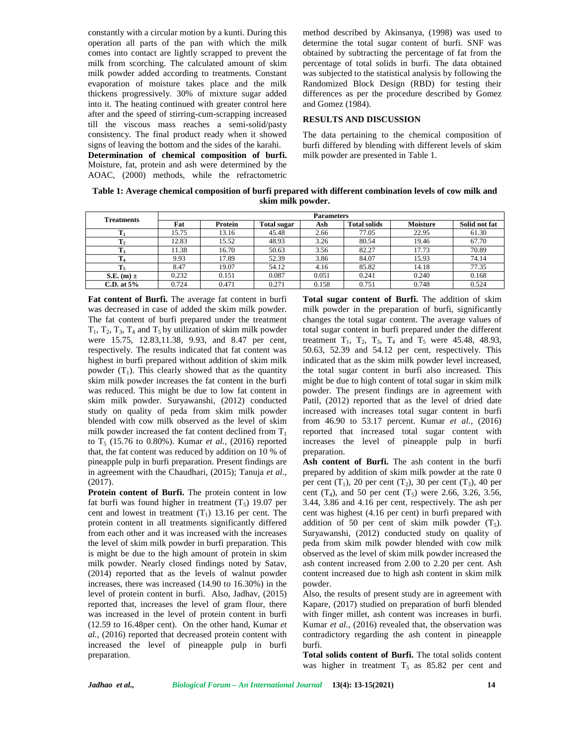constantly with a circular motion by a kunti. During this operation all parts of the pan with which the milk comes into contact are lightly scrapped to prevent the milk from scorching. The calculated amount of skim milk powder added according to treatments. Constant evaporation of moisture takes place and the milk thickens progressively. 30% of mixture sugar added into it. The heating continued with greater control here after and the speed of stirring-cum-scrapping increased till the viscous mass reaches a semi-solid/pasty consistency. The final product ready when it showed signs of leaving the bottom and the sides of the karahi.

**Determination of chemical composition of burfi.** Moisture, fat, protein and ash were determined by the AOAC, (2000) methods, while the refractometric method described by Akinsanya, (1998) was used to determine the total sugar content of burfi. SNF was obtained by subtracting the percentage of fat from the percentage of total solids in burfi. The data obtained was subjected to the statistical analysis by following the Randomized Block Design (RBD) for testing their differences as per the procedure described by Gomez and Gomez (1984).

## RESULTS AND DISCUSSION

The data pertaining to the chemical composition of burfi differed by blending with different levels of skim milk powder are presented in Table 1.

**Table 1: Average chemical composition of burfi prepared with different combination levels of cow milk and skim milk powder.**

| Treatments | Parameters | | | | | | |
|---|---|---|---|---|---|---|---|
| | Fat | Protein | Total sugar | Ash | Total solids | Moisture | Solid not fat |
| $T_1$ | 15.75 | 13.16 | 45.48 | 2.66 | 77.05 | 22.95 | 61.30 |
| $T_2$ | 12.83 | 15.52 | 48.93 | 3.26 | 80.54 | 19.46 | 67.70 |
| $T_3$ | 11.38 | 16.70 | 50.63 | 3.56 | 82.27 | 17.73 | 70.89 |
| $T_4$ | 9.93 | 17.89 | 52.39 | 3.86 | 84.07 | 15.93 | 74.14 |
| $T_5$ | 8.47 | 19.07 | 54.12 | 4.16 | 85.82 | 14.18 | 77.35 |
| S.E. (m) ± | 0.232 | 0.151 | 0.087 | 0.051 | 0.241 | 0.240 | 0.168 |
| C.D. at 5% | 0.724 | 0.471 | 0.271 | 0.158 | 0.751 | 0.748 | 0.524 |

**Fat content of Burfi.** The average fat content in burfi was decreased in case of added the skim milk powder. The fat content of burfi prepared under the treatment $T_1$, $T_2$, $T_3$, $T_4$ and $T_5$ by utilization of skim milk powder were 15.75, 12.83,11.38, 9.93, and 8.47 per cent, respectively. The results indicated that fat content was highest in burfi prepared without addition of skim milk powder ($T_1$). This clearly showed that as the quantity skim milk powder increases the fat content in the burfi was reduced. This might be due to low fat content in skim milk powder. Suryawanshi, (2012) conducted study on quality of peda from skim milk powder blended with cow milk observed as the level of skim milk powder increased the fat content declined from $T_1$ to $T_5$ (15.76 to 0.80%). Kumar *et al.,* (2016) reported that, the fat content was reduced by addition on 10 % of pineapple pulp in burfi preparation. Present findings are in agreement with the Chaudhari, (2015); Tanuja *et al*., (2017).

**Protein content of Burfi.** The protein content in low fat burfi was found higher in treatment ($T_5$) 19.07 per cent and lowest in treatment ($T_1$) 13.16 per cent. The protein content in all treatments significantly differed from each other and it was increased with the increases the level of skim milk powder in burfi preparation. This is might be due to the high amount of protein in skim milk powder. Nearly closed findings noted by Satav, (2014) reported that as the levels of walnut powder increases, there was increased (14.90 to 16.30%) in the level of protein content in burfi. Also, Jadhav, (2015) reported that, increases the level of gram flour, there was increased in the level of protein content in burfi (12.59 to 16.48per cent). On the other hand, Kumar *et al.,* (2016) reported that decreased protein content with increased the level of pineapple pulp in burfi preparation.

**Total sugar content of Burfi.** The addition of skim milk powder in the preparation of burfi, significantly changes the total sugar content. The average values of total sugar content in burfi prepared under the different treatment $T_1$, $T_2$, $T_3$, $T_4$ and $T_5$ were 45.48, 48.93, 50.63, 52.39 and 54.12 per cent, respectively. This indicated that as the skim milk powder level increased, the total sugar content in burfi also increased. This might be due to high content of total sugar in skim milk powder. The present findings are in agreement with Patil, (2012) reported that as the level of dried date increased with increases total sugar content in burfi from 46.90 to 53.17 percent. Kumar *et al.,* (2016) reported that increased total sugar content with increases the level of pineapple pulp in burfi preparation.

**Ash content of Burfi.** The ash content in the burfi prepared by addition of skim milk powder at the rate 0 per cent ($T_1$), 20 per cent ($T_2$), 30 per cent ($T_3$), 40 per cent ($T_4$), and 50 per cent ($T_5$) were 2.66, 3.26, 3.56, 3.44, 3.86 and 4.16 per cent, respectively. The ash per cent was highest (4.16 per cent) in burfi prepared with addition of 50 per cent of skim milk powder ($T_5$). Suryawanshi, (2012) conducted study on quality of peda from skim milk powder blended with cow milk observed as the level of skim milk powder increased the ash content increased from 2.00 to 2.20 per cent. Ash content increased due to high ash content in skim milk powder.

Also, the results of present study are in agreement with Kapare, (2017) studied on preparation of burfi blended with finger millet, ash content was increases in burfi. Kumar *et al.,* (2016) revealed that, the observation was contradictory regarding the ash content in pineapple burfi.

**Total solids content of Burfi.** The total solids content was higher in treatment $T_5$ as 85.82 per cent and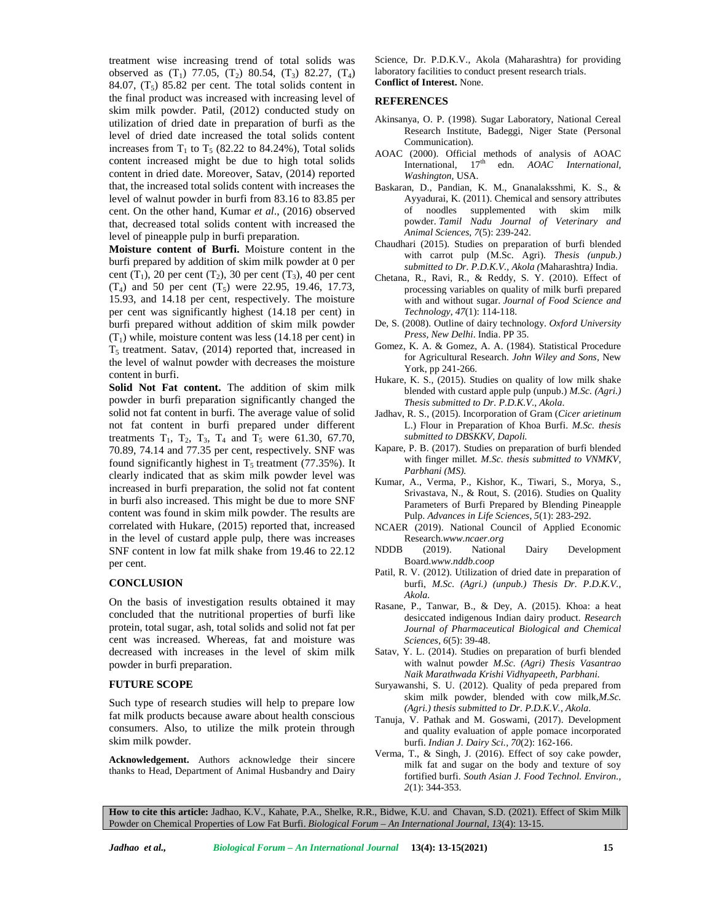treatment wise increasing trend of total solids was observed as ($T_1$) 77.05, ($T_2$) 80.54, ($T_3$) 82.27, ($T_4$) 84.07, ($T_5$) 85.82 per cent. The total solids content in the final product was increased with increasing level of skim milk powder. Patil, (2012) conducted study on utilization of dried date in preparation of burfi as the level of dried date increased the total solids content increases from $T_1$ to $T_5$ (82.22 to 84.24%), Total solids content increased might be due to high total solids content in dried date. Moreover, Satav, (2014) reported that, the increased total solids content with increases the level of walnut powder in burfi from 83.16 to 83.85 per cent. On the other hand, Kumar *et al*., (2016) observed that, decreased total solids content with increased the level of pineapple pulp in burfi preparation.

**Moisture content of Burfi.** Moisture content in the burfi prepared by addition of skim milk powder at 0 per cent ($T_1$), 20 per cent ($T_2$), 30 per cent ($T_3$), 40 per cent ($T_4$) and 50 per cent ($T_5$) were 22.95, 19.46, 17.73, 15.93, and 14.18 per cent, respectively. The moisture per cent was significantly highest (14.18 per cent) in burfi prepared without addition of skim milk powder ($T_1$) while, moisture content was less (14.18 per cent) in $T_5$ treatment. Satav, (2014) reported that, increased in the level of walnut powder with decreases the moisture content in burfi.

**Solid Not Fat content.** The addition of skim milk powder in burfi preparation significantly changed the solid not fat content in burfi. The average value of solid not fat content in burfi prepared under different treatments $T_1$, $T_2$, $T_3$, $T_4$ and $T_5$ were 61.30, 67.70, 70.89, 74.14 and 77.35 per cent, respectively. SNF was found significantly highest in $T_5$ treatment (77.35%). It clearly indicated that as skim milk powder level was increased in burfi preparation, the solid not fat content in burfi also increased. This might be due to more SNF content was found in skim milk powder. The results are correlated with Hukare, (2015) reported that, increased in the level of custard apple pulp, there was increases SNF content in low fat milk shake from 19.46 to 22.12 per cent.

## CONCLUSION

On the basis of investigation results obtained it may concluded that the nutritional properties of burfi like protein, total sugar, ash, total solids and solid not fat per cent was increased. Whereas, fat and moisture was decreased with increases in the level of skim milk powder in burfi preparation.

## FUTURE SCOPE

Such type of research studies will help to prepare low fat milk products because aware about health conscious consumers. Also, to utilize the milk protein through skim milk powder.

**Acknowledgement.** Authors acknowledge their sincere thanks to Head, Department of Animal Husbandry and Dairy Science, Dr. P.D.K.V., Akola (Maharashtra) for providing laboratory facilities to conduct present research trials.

**Conflict of Interest.** None.

## REFERENCES

Akinsanya, O. P. (1998). Sugar Laboratory, National Cereal Research Institute, Badeggi, Niger State (Personal Communication).

AOAC (2000). Official methods of analysis of AOAC International, 17th edn. *AOAC International, Washington,* USA.

Baskaran, D., Pandian, K. M., Gnanalaksshmi, K. S., & Ayyadurai, K. (2011). Chemical and sensory attributes of noodles supplemented with skim milk powder. *Tamil Nadu Journal of Veterinary and Animal Sciences*, *7*(5): 239-242.

Chaudhari (2015). Studies on preparation of burfi blended with carrot pulp (M.Sc. Agri). *Thesis (unpub.) submitted to Dr. P.D.K.V., Akola (*Maharashtra*)* India.

Chetana, R., Ravi, R., & Reddy, S. Y. (2010). Effect of processing variables on quality of milk burfi prepared with and without sugar. *Journal of Food Science and Technology, 47*(1): 114-118.

De, S. (2008). Outline of dairy technology. *Oxford University Press, New Delhi*. India. PP 35.

Gomez, K. A. & Gomez, A. A. (1984). Statistical Procedure for Agricultural Research. *John Wiley and Sons,* New York, pp 241-266.

Hukare, K. S., (2015). Studies on quality of low milk shake blended with custard apple pulp (unpub.) *M.Sc. (Agri.) Thesis submitted to Dr. P.D.K.V., Akola*.

Jadhav, R. S., (2015). Incorporation of Gram (*Cicer arietinum* L.) Flour in Preparation of Khoa Burfi. *M.Sc. thesis submitted to DBSKKV, Dapoli.*

Kapare, P. B. (2017). Studies on preparation of burfi blended with finger millet*. M.Sc. thesis submitted to VNMKV, Parbhani (MS).*

Kumar, A., Verma, P., Kishor, K., Tiwari, S., Morya, S., Srivastava, N., & Rout, S. (2016). Studies on Quality Parameters of Burfi Prepared by Blending Pineapple Pulp. *Advances in Life Sciences*, *5*(1): 283-292.

NCAER (2019). National Council of Applied Economic Research.*www.ncaer.org*

NDDB (2019). National Dairy Development Board.*www.nddb.coop*

Patil, R. V. (2012). Utilization of dried date in preparation of burfi, *M.Sc. (Agri.) (unpub.) Thesis Dr. P.D.K.V., Akola.*

Rasane, P., Tanwar, B., & Dey, A. (2015). Khoa: a heat desiccated indigenous Indian dairy product. *Research Journal of Pharmaceutical Biological and Chemical Sciences*, *6*(5): 39-48.

Satav, Y. L. (2014). Studies on preparation of burfi blended with walnut powder *M.Sc. (Agri) Thesis Vasantrao Naik Marathwada Krishi Vidhyapeeth, Parbhani.*

Suryawanshi, S. U. (2012). Quality of peda prepared from skim milk powder, blended with cow milk,*M.Sc. (Agri.) thesis submitted to Dr. P.D.K.V., Akola*.

Tanuja, V. Pathak and M. Goswami, (2017). Development and quality evaluation of apple pomace incorporated burfi. *Indian J. Dairy Sci., 70*(2): 162-166.

Verma, T., & Singh, J. (2016). Effect of soy cake powder, milk fat and sugar on the body and texture of soy fortified burfi. *South Asian J. Food Technol. Environ., 2*(1): 344-353.

**How to cite this article:** Jadhao, K.V., Kahate, P.A., Shelke, R.R., Bidwe, K.U. and Chavan, S.D. (2021). Effect of Skim Milk Powder on Chemical Properties of Low Fat Burfi. *Biological Forum – An International Journal*, *13*(4): 13-15.